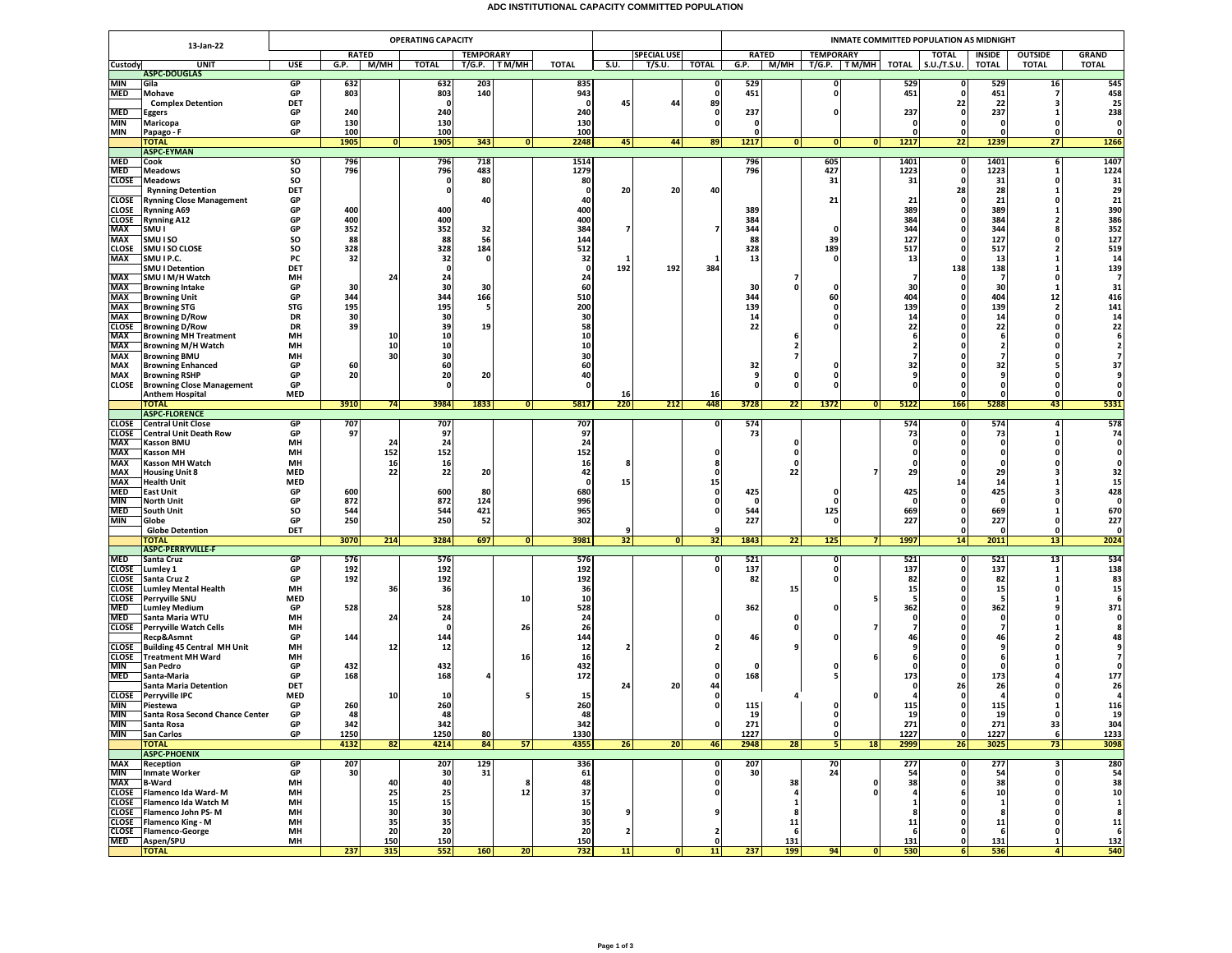# ADC INSTITUTIONAL CAPACITY COMMITTED POPULATION

| 13-Jan-22 | | | OPERATING CAPACITY | | | | | | | | | INMATE COMMITTED POPULATION AS MIDNIGHT | | | | | | | | |
|---|---|---|---|---|---|---|---|---|---|---|---|---|---|---|---|---|---|---|---|---|
| | | | RATED | | | TEMPORARY | | | | SPECIAL USE | | RATED | | TEMPORARY | | | TOTAL | INSIDE | OUTSIDE | GRAND |
| Custody | UNIT | USE | G.P. | M/MH | TOTAL | T/G.P. | T M/MH | TOTAL | S.U. | T/S.U. | TOTAL | G.P. | M/MH | T/G.P. | T M/MH | TOTAL | S.U./T.S.U. | TOTAL | TOTAL | TOTAL |
| | **ASPC-DOUGLAS** | | | | | | | | | | | | | | | | | | | |
| MIN | Gila | GP | 632 | | 632 | 203 | | 835 | | | 0 | 529 | | 0 | | 529 | 0 | 529 | 16 | 545 |
| MED | Mohave | GP | 803 | | 803 | 140 | | 943 | | | 0 | 451 | | 0 | | 451 | 0 | 451 | 7 | 458 |
| | Complex Detention | DET | | | 0 | | | 0 | 45 | 44 | 89 | | | | | | 22 | 22 | 3 | 25 |
| MED | Eggers | GP | 240 | | 240 | | | 240 | | | 0 | 237 | | 0 | | 237 | 0 | 237 | 1 | 238 |
| MIN | Maricopa | GP | 130 | | 130 | | | 130 | | | 0 | 0 | | | | 0 | 0 | 0 | 0 | 0 |
| MIN | Papago - F | GP | 100 | | 100 | | | 100 | | | | 0 | | | | 0 | 0 | 0 | 0 | 0 |
| | **TOTAL** | | 1905 | 0 | 1905 | 343 | 0 | 2248 | 45 | 44 | 89 | 1217 | 0 | 0 | 0 | 1217 | 22 | 1239 | 27 | 1266 |
| | **ASPC-EYMAN** | | | | | | | | | | | | | | | | | | | |
| MED | Cook | SO | 796 | | 796 | 718 | | 1514 | | | | 796 | | 605 | | 1401 | 0 | 1401 | 6 | 1407 |
| MED | Meadows | SO | 796 | | 796 | 483 | | 1279 | | | | 796 | | 427 | | 1223 | 0 | 1223 | 1 | 1224 |
| CLOSE | Meadows | SO | | | 0 | 80 | | 80 | | | | | | 31 | | 31 | 0 | 31 | 0 | 31 |
| | Rynning Detention | DET | | | 0 | | | 0 | 20 | 20 | 40 | | | | | | 28 | 28 | 1 | 29 |
| CLOSE | Rynning Close Management | GP | | | | 40 | | 40 | | | | | | 21 | | 21 | 0 | 21 | 0 | 21 |
| CLOSE | Rynning A69 | GP | 400 | | 400 | | | 400 | | | | 389 | | | | 389 | 0 | 389 | 1 | 390 |
| CLOSE | Rynning A12 | GP | 400 | | 400 | | | 400 | | | | 384 | | | | 384 | 0 | 384 | 2 | 386 |
| MAX | SMU I | GP | 352 | | 352 | 32 | | 384 | 7 | | 7 | 344 | | 0 | | 344 | 0 | 344 | 8 | 352 |
| MAX | SMU I SO | SO | 88 | | 88 | 56 | | 144 | | | | 88 | | 39 | | 127 | 0 | 127 | 0 | 127 |
| CLOSE | SMU I SO CLOSE | SO | 328 | | 328 | 184 | | 512 | | | | 328 | | 189 | | 517 | 0 | 517 | 2 | 519 |
| MAX | SMU I P.C. | PC | 32 | | 32 | 0 | | 32 | 1 | | 1 | 13 | | 0 | | 13 | 0 | 13 | 1 | 14 |
| | SMU I Detention | DET | | | 0 | | | 0 | 192 | 192 | 384 | | | | | | 138 | 138 | 1 | 139 |
| MAX | SMU I M/H Watch | MH | | 24 | 24 | | | 24 | | | | | 7 | | | 7 | 0 | 7 | 0 | 7 |
| MAX | Browning Intake | GP | 30 | | 30 | 30 | | 60 | | | | 30 | 0 | 0 | | 30 | 0 | 30 | 1 | 31 |
| MAX | Browning Unit | GP | 344 | | 344 | 166 | | 510 | | | | 344 | | 60 | | 404 | 0 | 404 | 12 | 416 |
| MAX | Browning STG | STG | 195 | | 195 | 5 | | 200 | | | | 139 | | 0 | | 139 | 0 | 139 | 2 | 141 |
| MAX | Browning D/Row | DR | 30 | | 30 | | | 30 | | | | 14 | | 0 | | 14 | 0 | 14 | 0 | 14 |
| CLOSE | Browning D/Row | DR | 39 | | 39 | 19 | | 58 | | | | 22 | | 0 | | 22 | 0 | 22 | 0 | 22 |
| MAX | Browning MH Treatment | MH | | 10 | 10 | | | 10 | | | | | 6 | | | 6 | 0 | 6 | 0 | 6 |
| MAX | Browning M/H Watch | MH | | 10 | 10 | | | 10 | | | | | 2 | | | 2 | 0 | 2 | 0 | 2 |
| MAX | Browning BMU | MH | | 30 | 30 | | | 30 | | | | | 7 | | | 7 | 0 | 7 | 0 | 7 |
| MAX | Browning Enhanced | GP | 60 | | 60 | | | 60 | | | | 32 | | 0 | | 32 | 0 | 32 | 5 | 37 |
| MAX | Browning RSHP | GP | 20 | | 20 | 20 | | 40 | | | | 9 | 0 | 0 | | 9 | 0 | 9 | 0 | 9 |
| CLOSE | Browning Close Management | GP | | | 0 | | | 0 | | | | 0 | 0 | 0 | | 0 | 0 | 0 | 0 | 0 |
| | Anthem Hospital | MED | | | | | | | 16 | | 16 | | | | | | 0 | 0 | 0 | 0 |
| | **TOTAL** | | 3910 | 74 | 3984 | 1833 | 0 | 5817 | 220 | 212 | 448 | 3728 | 22 | 1372 | 0 | 5122 | 166 | 5288 | 43 | 5331 |
| | **ASPC-FLORENCE** | | | | | | | | | | | | | | | | | | | |
| CLOSE | Central Unit Close | GP | 707 | | 707 | | | 707 | | | 0 | 574 | | | | 574 | 0 | 574 | 4 | 578 |
| CLOSE | Central Unit Death Row | GP | 97 | | 97 | | | 97 | | | | 73 | | | | 73 | 0 | 73 | 1 | 74 |
| MAX | Kasson BMU | MH | | 24 | 24 | | | 24 | | | | | 0 | | | 0 | 0 | 0 | 0 | 0 |
| MAX | Kasson MH | MH | | 152 | 152 | | | 152 | | | 0 | | 0 | | | 0 | 0 | 0 | 0 | 0 |
| MAX | Kasson MH Watch | MH | | 16 | 16 | | | 16 | 8 | | 8 | | 0 | | | 0 | 0 | 0 | 0 | 0 |
| MAX | Housing Unit 8 | MED | | 22 | 22 | 20 | | 42 | | | 0 | | 22 | | 7 | 29 | 0 | 29 | 3 | 32 |
| MAX | Health Unit | MED | | | | | | 0 | 15 | | 15 | | | | | | 14 | 14 | 1 | 15 |
| MED | East Unit | GP | 600 | | 600 | 80 | | 680 | | | 0 | 425 | | 0 | | 425 | 0 | 425 | 3 | 428 |
| MIN | North Unit | GP | 872 | | 872 | 124 | | 996 | | | 0 | 0 | | 0 | | 0 | 0 | 0 | 0 | 0 |
| MED | South Unit | SO | 544 | | 544 | 421 | | 965 | | | 0 | 544 | | 125 | | 669 | 0 | 669 | 1 | 670 |
| MIN | Globe | GP | 250 | | 250 | 52 | | 302 | | | | 227 | | 0 | | 227 | 0 | 227 | 0 | 227 |
| | Globe Detention | DET | | | | | | | 9 | | 9 | | | | | | 0 | 0 | 0 | 0 |
| | **TOTAL** | | 3070 | 214 | 3284 | 697 | 0 | 3981 | 32 | 0 | 32 | 1843 | 22 | 125 | 7 | 1997 | 14 | 2011 | 13 | 2024 |
| | **ASPC-PERRYVILLE-F** | | | | | | | | | | | | | | | | | | | |
| MED | Santa Cruz | GP | 576 | | 576 | | | 576 | | | 0 | 521 | | 0 | | 521 | 0 | 521 | 13 | 534 |
| CLOSE | Lumley 1 | GP | 192 | | 192 | | | 192 | | | 0 | 137 | | 0 | | 137 | 0 | 137 | 1 | 138 |
| CLOSE | Santa Cruz 2 | GP | 192 | | 192 | | | 192 | | | | 82 | | 0 | | 82 | 0 | 82 | 1 | 83 |
| CLOSE | Lumley Mental Health | MH | | 36 | 36 | | | 36 | | | | | 15 | | | 15 | 0 | 15 | 0 | 15 |
| CLOSE | Perryville SNU | MED | | | | | 10 | 10 | | | | | | | 5 | 5 | 0 | 5 | 1 | 6 |
| MED | Lumley Medium | GP | 528 | | 528 | | | 528 | | | | 362 | | 0 | | 362 | 0 | 362 | 9 | 371 |
| MED | Santa Maria WTU | MH | | 24 | 24 | | | 24 | | | 0 | | 0 | | | 0 | 0 | 0 | 0 | 0 |
| CLOSE | Perryville Watch Cells | MH | | | 0 | | 26 | 26 | | | | | 0 | | 7 | 7 | 0 | 7 | 1 | 8 |
| | Recp&Asmnt | GP | 144 | | 144 | | | 144 | | | 0 | 46 | | 0 | | 46 | 0 | 46 | 2 | 48 |
| CLOSE | Building 45 Central MH Unit | MH | | 12 | 12 | | | 12 | 2 | | 2 | | 9 | | | 9 | 0 | 9 | 0 | 9 |
| CLOSE | Treatment MH Ward | MH | | | | | 16 | 16 | | | | | | | 6 | 6 | 0 | 6 | 1 | 7 |
| MIN | San Pedro | GP | 432 | | 432 | | | 432 | | | 0 | 0 | | 0 | | 0 | 0 | 0 | 0 | 0 |
| MED | Santa-Maria | GP | 168 | | 168 | 4 | | 172 | | | 0 | 168 | | 5 | | 173 | 0 | 173 | 4 | 177 |
| | Santa Maria Detention | DET | | | | | | | 24 | 20 | 44 | | | | | 0 | 26 | 26 | 0 | 26 |
| CLOSE | Perryville IPC | MED | | 10 | 10 | | 5 | 15 | | | 0 | | 4 | | 0 | 4 | 0 | 4 | 0 | 4 |
| MIN | Piestewa | GP | 260 | | 260 | | | 260 | | | 0 | 115 | | 0 | | 115 | 0 | 115 | 1 | 116 |
| MIN | Santa Rosa Second Chance Center | GP | 48 | | 48 | | | 48 | | | | 19 | | 0 | | 19 | 0 | 19 | 0 | 19 |
| MIN | Santa Rosa | GP | 342 | | 342 | | | 342 | | | 0 | 271 | | 0 | | 271 | 0 | 271 | 33 | 304 |
| MIN | San Carlos | GP | 1250 | | 1250 | 80 | | 1330 | | | | 1227 | | 0 | | 1227 | 0 | 1227 | 6 | 1233 |
| | **TOTAL** | | 4132 | 82 | 4214 | 84 | 57 | 4355 | 26 | 20 | 46 | 2948 | 28 | 5 | 18 | 2999 | 26 | 3025 | 73 | 3098 |
| | **ASPC-PHOENIX** | | | | | | | | | | | | | | | | | | | |
| MAX | Reception | GP | 207 | | 207 | 129 | | 336 | | | 0 | 207 | | 70 | | 277 | 0 | 277 | 3 | 280 |
| MIN | Inmate Worker | GP | 30 | | 30 | 31 | | 61 | | | 0 | 30 | | 24 | | 54 | 0 | 54 | 0 | 54 |
| MAX | B-Ward | MH | | 40 | 40 | | 8 | 48 | | | 0 | | 38 | | 0 | 38 | 0 | 38 | 0 | 38 |
| CLOSE | Flamenco Ida Ward- M | MH | | 25 | 25 | | 12 | 37 | | | 0 | | 4 | | 0 | 4 | 6 | 10 | 0 | 10 |
| CLOSE | Flamenco Ida Watch M | MH | | 15 | 15 | | | 15 | | | | | 1 | | | 1 | 0 | 1 | 0 | 1 |
| CLOSE | Flamenco John PS- M | MH | | 30 | 30 | | | 30 | 9 | | 9 | | 8 | | | 8 | 0 | 8 | 0 | 8 |
| CLOSE | Flamenco King - M | MH | | 35 | 35 | | | 35 | | | | | 11 | | | 11 | 0 | 11 | 0 | 11 |
| CLOSE | Flamenco-George | MH | | 20 | 20 | | | 20 | 2 | | 2 | | 6 | | | 6 | 0 | 6 | 0 | 6 |
| MED | Aspen/SPU | MH | | 150 | 150 | | | 150 | | | 0 | | 131 | | | 131 | 0 | 131 | 1 | 132 |
| | **TOTAL** | | 237 | 315 | 552 | 160 | 20 | 732 | 11 | 0 | 11 | 237 | 199 | 94 | 0 | 530 | 6 | 536 | 4 | 540 |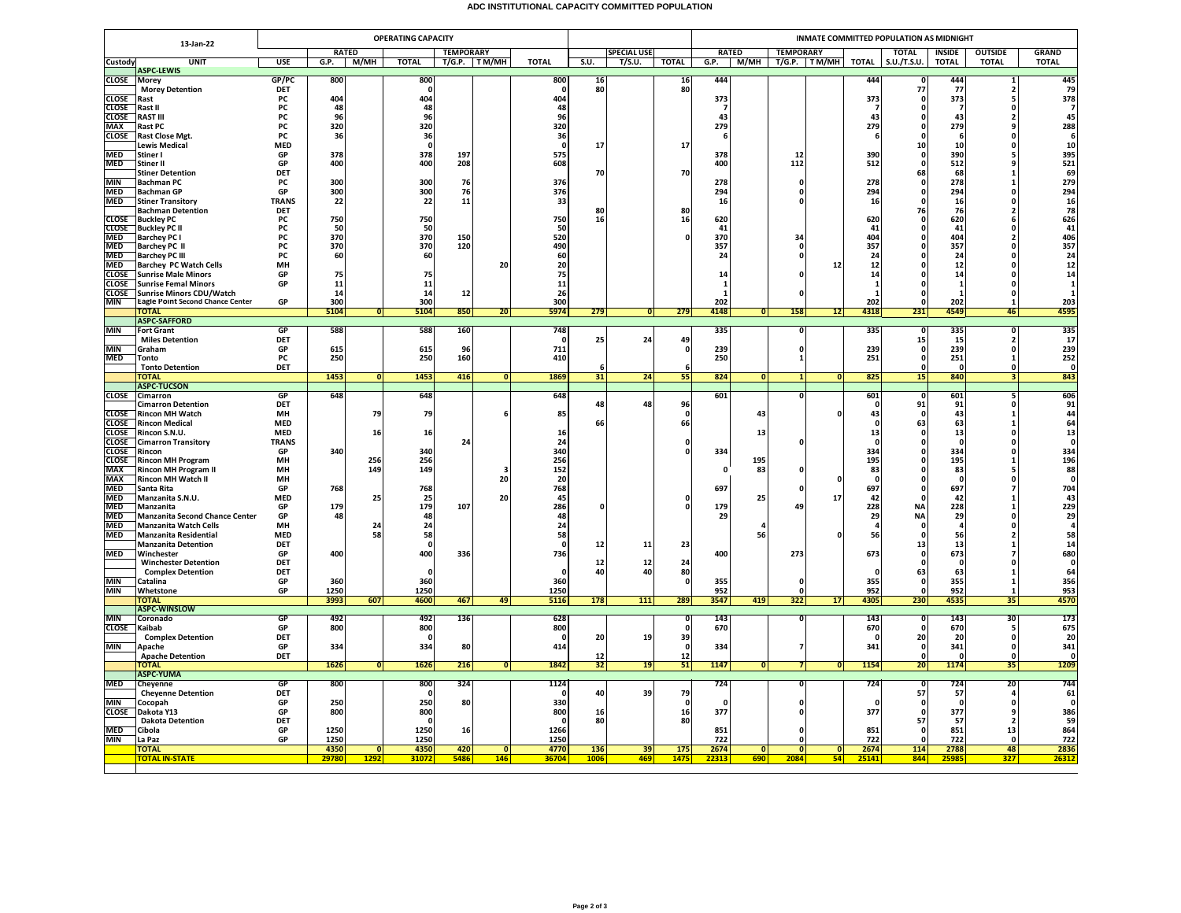# ADC INSTITUTIONAL CAPACITY COMMITTED POPULATION

| 13-Jan-22 | | | OPERATING CAPACITY | | | | | | | | | | INMATE COMMITTED POPULATION AS MIDNIGHT | | | | | | | | | |
|---|---|---|---|---|---|---|---|---|---|---|---|---|---|---|---|---|---|---|---|---|---|
| | | | RATED | | | TEMPORARY | | | | SPECIAL USE | | | RATED | | TEMPORARY | | | TOTAL | INSIDE | OUTSIDE | GRAND |
| Custody | UNIT | USE | G.P. | M/MH | TOTAL | T/G.P. | T M/MH | TOTAL | S.U. | T/S.U. | TOTAL | G.P. | M/MH | T/G.P. | T M/MH | TOTAL | S.U./T.S.U. | TOTAL | TOTAL | TOTAL |
| | **ASPC-LEWIS** | | | | | | | | | | | | | | | | | | | |
| CLOSE | Morey | GP/PC | 800 | | 800 | | | 800 | 16 | | 16 | 444 | | | | 444 | 0 | 444 | 1 | 445 |
| | Morey Detention | DET | | | 0 | | | 0 | 80 | | 80 | | | | | | 77 | 77 | 2 | 79 |
| CLOSE | Rast | PC | 404 | | 404 | | | 404 | | | | 373 | | | | 373 | 0 | 373 | 5 | 378 |
| CLOSE | Rast II | PC | 48 | | 48 | | | 48 | | | | 7 | | | | 7 | 0 | 7 | 0 | 7 |
| CLOSE | RAST III | PC | 96 | | 96 | | | 96 | | | | 43 | | | | 43 | 0 | 43 | 2 | 45 |
| MAX | Rast PC | PC | 320 | | 320 | | | 320 | | | | 279 | | | | 279 | 0 | 279 | 9 | 288 |
| CLOSE | Rast Close Mgt. | PC | 36 | | 36 | | | 36 | | | | 6 | | | | 6 | 0 | 6 | 0 | 6 |
| | Lewis Medical | MED | | | 0 | | | 0 | 17 | | 17 | | | | | | 10 | 10 | 0 | 10 |
| MED | Stiner I | GP | 378 | | 378 | 197 | | 575 | | | | 378 | | 12 | | 390 | 0 | 390 | 5 | 395 |
| MED | Stiner II | GP | 400 | | 400 | 208 | | 608 | | | | 400 | | 112 | | 512 | 0 | 512 | 9 | 521 |
| | Stiner Detention | DET | | | | | | | 70 | | 70 | | | | | | 68 | 68 | 1 | 69 |
| MIN | Bachman PC | PC | 300 | | 300 | 76 | | 376 | | | | 278 | | 0 | | 278 | 0 | 278 | 1 | 279 |
| MED | Bachman GP | GP | 300 | | 300 | 76 | | 376 | | | | 294 | | 0 | | 294 | 0 | 294 | 0 | 294 |
| MED | Stiner Transitory | TRANS | 22 | | 22 | 11 | | 33 | | | | 16 | | 0 | | 16 | 0 | 16 | 0 | 16 |
| | Bachman Detention | DET | | | | | | | 80 | | 80 | | | | | | 76 | 76 | 2 | 78 |
| CLOSE | Buckley PC | PC | 750 | | 750 | | | 750 | 16 | | 16 | 620 | | | | 620 | 0 | 620 | 6 | 626 |
| CLOSE | Buckley PC II | PC | 50 | | 50 | | | 50 | | | | 41 | | | | 41 | 0 | 41 | 0 | 41 |
| MED | Barchey PC I | PC | 370 | | 370 | 150 | | 520 | | | 0 | 370 | | 34 | | 404 | 0 | 404 | 2 | 406 |
| MED | Barchey PC II | PC | 370 | | 370 | 120 | | 490 | | | | 357 | | 0 | | 357 | 0 | 357 | 0 | 357 |
| MED | Barchey PC III | PC | 60 | | 60 | | | 60 | | | | 24 | | 0 | | 24 | 0 | 24 | 0 | 24 |
| MED | Barchey PC Watch Cells | MH | | | | | 20 | 20 | | | | | | | 12 | 12 | 0 | 12 | 0 | 12 |
| CLOSE | Sunrise Male Minors | GP | 75 | | 75 | | | 75 | | | | 14 | | 0 | | 14 | 0 | 14 | 0 | 14 |
| CLOSE | Sunrise Femal Minors | GP | 11 | | 11 | | | 11 | | | | 1 | | | | 1 | 0 | 1 | 0 | 1 |
| CLOSE | Sunrise Minors CDU/Watch | | 14 | | 14 | 12 | | 26 | | | | 1 | | 0 | | 1 | 0 | 1 | 0 | 1 |
| MIN | Eagle Point Second Chance Center | GP | 300 | | 300 | | | 300 | | | | 202 | | | | 202 | 0 | 202 | 1 | 203 |
| | **TOTAL** | | **5104** | **0** | **5104** | **850** | **20** | **5974** | **279** | **0** | **279** | **4148** | **0** | **158** | **12** | **4318** | **231** | **4549** | **46** | **4595** |
| | **ASPC-SAFFORD** | | | | | | | | | | | | | | | | | | | |
| MIN | Fort Grant | GP | 588 | | 588 | 160 | | 748 | | | | 335 | | 0 | | 335 | 0 | 335 | 0 | 335 |
| | Miles Detention | DET | | | | | | 0 | 25 | 24 | 49 | | | | | | 15 | 15 | 2 | 17 |
| MIN | Graham | GP | 615 | | 615 | 96 | | 711 | | | 0 | 239 | | 0 | | 239 | 0 | 239 | 0 | 239 |
| MED | Tonto | PC | 250 | | 250 | 160 | | 410 | | | | 250 | | 1 | | 251 | 0 | 251 | 1 | 252 |
| | Tonto Detention | DET | | | | | | | 6 | | 6 | | | | | | 0 | 0 | 0 | 0 |
| | **TOTAL** | | **1453** | **0** | **1453** | **416** | **0** | **1869** | **31** | **24** | **55** | **824** | **0** | **1** | **0** | **825** | **15** | **840** | **3** | **843** |
| | **ASPC-TUCSON** | | | | | | | | | | | | | | | | | | | |
| CLOSE | Cimarron | GP | 648 | | 648 | | | 648 | | | | 601 | | 0 | | 601 | 0 | 601 | 5 | 606 |
| | Cimarron Detention | DET | | | | | | | 48 | 48 | 96 | | | | | 0 | 91 | 91 | 0 | 91 |
| CLOSE | Rincon MH Watch | MH | | 79 | 79 | | 6 | 85 | | | 0 | | 43 | | 0 | 43 | 0 | 43 | 1 | 44 |
| CLOSE | Rincon Medical | MED | | | | | | | 66 | | 66 | | | | | 0 | 63 | 63 | 1 | 64 |
| CLOSE | Rincon S.N.U. | MED | | 16 | 16 | | | 16 | | | | | 13 | | | 13 | 0 | 13 | 0 | 13 |
| CLOSE | Cimarron Transitory | TRANS | | | | 24 | | 24 | | | 0 | | | 0 | | 0 | 0 | 0 | 0 | 0 |
| CLOSE | Rincon | GP | 340 | | 340 | | | 340 | | | 0 | 334 | | | | 334 | 0 | 334 | 0 | 334 |
| CLOSE | Rincon MH Program | MH | | 256 | 256 | | | 256 | | | | | 195 | | | 195 | 0 | 195 | 1 | 196 |
| MAX | Rincon MH Program II | MH | | 149 | 149 | | 3 | 152 | | | | 0 | 83 | 0 | | 83 | 0 | 83 | 5 | 88 |
| MAX | Rincon MH Watch II | MH | | | | | 20 | 20 | | | | | | | 0 | 0 | 0 | 0 | 0 | 0 |
| MED | Santa Rita | GP | 768 | | 768 | | | 768 | | | | 697 | | 0 | | 697 | 0 | 697 | 7 | 704 |
| MED | Manzanita S.N.U. | MED | | 25 | 25 | | 20 | 45 | | | 0 | | 25 | | 17 | 42 | 0 | 42 | 1 | 43 |
| MED | Manzanita | GP | 179 | | 179 | 107 | | 286 | 0 | | 0 | 179 | | 49 | | 228 | NA | 228 | 1 | 229 |
| MED | Manzanita Second Chance Center | GP | 48 | | 48 | | | 48 | | | | 29 | | | | 29 | NA | 29 | 0 | 29 |
| MED | Manzanita Watch Cells | MH | | 24 | 24 | | | 24 | | | | | 4 | | | 4 | 0 | 4 | 0 | 4 |
| MED | Manzanita Residential | MED | | 58 | 58 | | | 58 | | | | | 56 | | 0 | 56 | 0 | 56 | 2 | 58 |
| | Manzanita Detention | DET | | | 0 | | | 0 | 12 | 11 | 23 | | | | | | 13 | 13 | 1 | 14 |
| MED | Winchester | GP | 400 | | 400 | 336 | | 736 | | | | 400 | | 273 | | 673 | 0 | 673 | 7 | 680 |
| | Winchester Detention | DET | | | | | | | 12 | 12 | 24 | | | | | | 0 | 0 | 0 | 0 |
| | Complex Detention | DET | | | 0 | | | 0 | 40 | 40 | 80 | | | | | 0 | 63 | 63 | 1 | 64 |
| MIN | Catalina | GP | 360 | | 360 | | | 360 | | | 0 | 355 | | 0 | | 355 | 0 | 355 | 1 | 356 |
| MIN | Whetstone | GP | 1250 | | 1250 | | | 1250 | | | | 952 | | 0 | | 952 | 0 | 952 | 1 | 953 |
| | **TOTAL** | | **3993** | **607** | **4600** | **467** | **49** | **5116** | **178** | **111** | **289** | **3547** | **419** | **322** | **17** | **4305** | **230** | **4535** | **35** | **4570** |
| | **ASPC-WINSLOW** | | | | | | | | | | | | | | | | | | | |
| MIN | Coronado | GP | 492 | | 492 | 136 | | 628 | | | 0 | 143 | | 0 | | 143 | 0 | 143 | 30 | 173 |
| CLOSE | Kaibab | GP | 800 | | 800 | | | 800 | | | 0 | 670 | | | | 670 | 0 | 670 | 5 | 675 |
| | Complex Detention | DET | | | 0 | | | 0 | 20 | 19 | 39 | | | | | 0 | 20 | 20 | 0 | 20 |
| MIN | Apache | GP | 334 | | 334 | 80 | | 414 | | | 0 | 334 | | 7 | | 341 | 0 | 341 | 0 | 341 |
| | Apache Detention | DET | | | | | | | 12 | | 12 | | | | | | 0 | 0 | 0 | 0 |
| | **TOTAL** | | **1626** | **0** | **1626** | **216** | **0** | **1842** | **32** | **19** | **51** | **1147** | **0** | **7** | **0** | **1154** | **20** | **1174** | **35** | **1209** |
| | **ASPC-YUMA** | | | | | | | | | | | | | | | | | | | |
| MED | Cheyenne | GP | 800 | | 800 | 324 | | 1124 | | | | 724 | | 0 | | 724 | 0 | 724 | 20 | 744 |
| | Cheyenne Detention | DET | | | 0 | | | 0 | 40 | 39 | 79 | | | | | | 57 | 57 | 4 | 61 |
| MIN | Cocopah | GP | 250 | | 250 | 80 | | 330 | | | 0 | 0 | | 0 | | 0 | 0 | 0 | 0 | 0 |
| CLOSE | Dakota Y13 | GP | 800 | | 800 | | | 800 | 16 | | 16 | 377 | | 0 | | 377 | 0 | 377 | 9 | 386 |
| | Dakota Detention | DET | | | 0 | | | 0 | 80 | | 80 | | | | | | 57 | 57 | 2 | 59 |
| MED | Cibola | GP | 1250 | | 1250 | 16 | | 1266 | | | | 851 | | 0 | | 851 | 0 | 851 | 13 | 864 |
| MIN | La Paz | GP | 1250 | | 1250 | | | 1250 | | | | 722 | | 0 | | 722 | 0 | 722 | 0 | 722 |
| | **TOTAL** | | **4350** | **0** | **4350** | **420** | **0** | **4770** | **136** | **39** | **175** | **2674** | **0** | **0** | **0** | **2674** | **114** | **2788** | **48** | **2836** |
| | **TOTAL IN-STATE** | | **29780** | **1292** | **31072** | **5486** | **146** | **36704** | **1006** | **469** | **1475** | **22313** | **690** | **2084** | **54** | **25141** | **844** | **25985** | **327** | **26312** |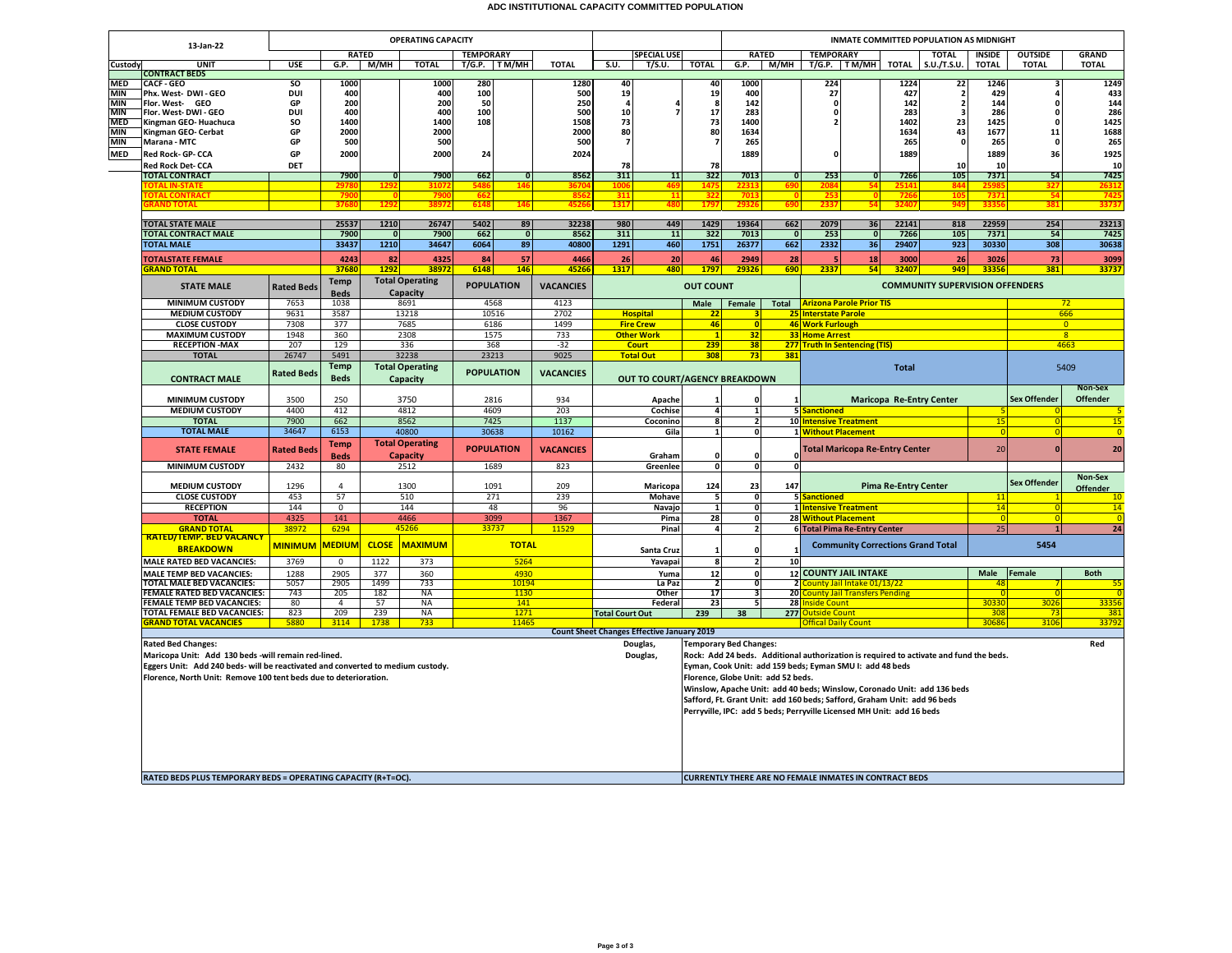# ADC INSTITUTIONAL CAPACITY COMMITTED POPULATION

| Custody | UNIT | USE | RATED G.P. | RATED M/MH | RATED TOTAL | TEMPORARY T/G.P. | TEMPORARY T M/MH | TOTAL | S.U. | SPECIAL USE T/S.U. | TOTAL | RATED G.P. | RATED M/MH | TEMPORARY T/G.P. | TEMPORARY T M/MH | TOTAL | TOTAL S.U./T.S.U. | INSIDE TOTAL | OUTSIDE TOTAL | GRAND TOTAL |
|---|---|---|---|---|---|---|---|---|---|---|---|---|---|---|---|---|---|---|---|---|
| | **13-Jan-22** | | **OPERATING CAPACITY** | | | | | | | | | **INMATE COMMITTED POPULATION AS MIDNIGHT** | | | | | | | | |
| | **CONTRACT BEDS** | | | | | | | | | | | | | | | | | | | |
| MED | CACF - GEO | SO | 1000 | | 1000 | 280 | | 1280 | 40 | | 40 | 1000 | | 224 | | 1224 | 22 | 1246 | 3 | 1249 |
| MIN | Phx. West- DWI - GEO | DUI | 400 | | 400 | 100 | | 500 | 19 | | 19 | 400 | | 27 | | 427 | 2 | 429 | 4 | 433 |
| MIN | Flor. West- GEO | GP | 200 | | 200 | 50 | | 250 | 4 | 4 | 8 | 142 | | 0 | | 142 | 2 | 144 | 0 | 144 |
| MIN | Flor. West- DWI - GEO | DUI | 400 | | 400 | 100 | | 500 | 10 | 7 | 17 | 283 | | 0 | | 283 | 3 | 286 | 0 | 286 |
| MED | Kingman GEO- Huachuca | SO | 1400 | | 1400 | 108 | | 1508 | 73 | | 73 | 1400 | | 2 | | 1402 | 23 | 1425 | 0 | 1425 |
| MIN | Kingman GEO- Cerbat | GP | 2000 | | 2000 | | | 2000 | 80 | | 80 | 1634 | | | | 1634 | 43 | 1677 | 11 | 1688 |
| MIN | Marana - MTC | GP | 500 | | 500 | | | 500 | 7 | | 7 | 265 | | | | 265 | 0 | 265 | 0 | 265 |
| MED | Red Rock- GP- CCA | GP | 2000 | | 2000 | 24 | | 2024 | | | | 1889 | | 0 | | 1889 | | 1889 | 36 | 1925 |
| | Red Rock Det- CCA | DET | | | | | | | 78 | | 78 | | | | | | 10 | 10 | | 10 |
| | **TOTAL CONTRACT** | | 7900 | 0 | 7900 | 662 | 0 | 8562 | 311 | 11 | 322 | 7013 | 0 | 253 | 0 | 7266 | 105 | 7371 | 54 | 7425 |
| | **TOTAL IN-STATE** | | 29780 | 1292 | 31072 | 5486 | 146 | 36704 | 1006 | 469 | 1475 | 22313 | 690 | 2084 | 54 | 25141 | 844 | 25985 | 327 | 26312 |
| | **TOTAL CONTRACT** | | 7900 | 0 | 7900 | 662 | 0 | 8562 | 311 | 11 | 322 | 7013 | 0 | 253 | 0 | 7266 | 105 | 7371 | 54 | 7425 |
| | **GRAND TOTAL** | | 37680 | 1292 | 38972 | 6148 | 146 | 45266 | 1317 | 480 | 1797 | 29326 | 690 | 2337 | 54 | 32407 | 949 | 33356 | 381 | 33737 |
| | **TOTAL STATE MALE** | | 25537 | 1210 | 26747 | 5402 | 89 | 32238 | 980 | 449 | 1429 | 19364 | 662 | 2079 | 36 | 22141 | 818 | 22959 | 254 | 23213 |
| | **TOTAL CONTRACT MALE** | | 7900 | 0 | 7900 | 662 | 0 | 8562 | 311 | 11 | 322 | 7013 | 0 | 253 | 0 | 7266 | 105 | 7371 | 54 | 7425 |
| | **TOTAL MALE** | | 33437 | 1210 | 34647 | 6064 | 89 | 40800 | 1291 | 460 | 1751 | 26377 | 662 | 2332 | 36 | 29407 | 923 | 30330 | 308 | 30638 |
| | **TOTALSTATE FEMALE** | | 4243 | 82 | 4325 | 84 | 57 | 4466 | 26 | 20 | 46 | 2949 | 28 | 5 | 18 | 3000 | 26 | 3026 | 73 | 3099 |
| | **GRAND TOTAL** | | 37680 | 1292 | 38972 | 6148 | 146 | 45266 | 1317 | 480 | 1797 | 29326 | 690 | 2337 | 54 | 32407 | 949 | 33356 | 381 | 33737 |

| STATE MALE | Rated Beds | Temp Beds | Total Operating Capacity | POPULATION | VACANCIES |
|---|---|---|---|---|---|
| MINIMUM CUSTODY | 7653 | 1038 | 8691 | 4568 | 4123 |
| MEDIUM CUSTODY | 9631 | 3587 | 13218 | 10516 | 2702 |
| CLOSE CUSTODY | 7308 | 377 | 7685 | 6186 | 1499 |
| MAXIMUM CUSTODY | 1948 | 360 | 2308 | 1575 | 733 |
| RECEPTION -MAX | 207 | 129 | 336 | 368 | -32 |
| **TOTAL** | 26747 | 5491 | 32238 | 23213 | 9025 |

| CONTRACT MALE | Rated Beds | Temp Beds | Total Operating Capacity | POPULATION | VACANCIES |
|---|---|---|---|---|---|
| MINIMUM CUSTODY | 3500 | 250 | 3750 | 2816 | 934 |
| MEDIUM CUSTODY | 4400 | 412 | 4812 | 4609 | 203 |
| **TOTAL** | 7900 | 662 | 8562 | 7425 | 1137 |
| **TOTAL MALE** | 34647 | 6153 | 40800 | 30638 | 10162 |

| STATE FEMALE | Rated Beds | Temp Beds | Total Operating Capacity | POPULATION | VACANCIES |
|---|---|---|---|---|---|
| MINIMUM CUSTODY | 2432 | 80 | 2512 | 1689 | 823 |
| MEDIUM CUSTODY | 1296 | 4 | 1300 | 1091 | 209 |
| CLOSE CUSTODY | 453 | 57 | 510 | 271 | 239 |
| RECEPTION | 144 | 0 | 144 | 48 | 96 |
| **TOTAL** | 4325 | 141 | 4466 | 3099 | 1367 |
| **GRAND TOTAL** | 38972 | 6294 | 45266 | 33737 | 11529 |

| RATED/TEMP. BED VACANCY BREAKDOWN | MINIMUM | MEDIUM | CLOSE | MAXIMUM | TOTAL |
|---|---|---|---|---|---|
| MALE RATED BED VACANCIES: | 3769 | 0 | 1122 | 373 | 5264 |
| MALE TEMP BED VACANCIES: | 1288 | 2905 | 377 | 360 | 4930 |
| TOTAL MALE BED VACANCIES: | 5057 | 2905 | 1499 | 733 | 10194 |
| FEMALE RATED BED VACANCIES: | 743 | 205 | 182 | NA | 1130 |
| FEMALE TEMP BED VACANCIES: | 80 | 4 | 57 | NA | 141 |
| TOTAL FEMALE BED VACANCIES: | 823 | 209 | 239 | NA | 1271 |
| GRAND TOTAL VACANCIES | 5880 | 3114 | 1738 | 733 | 11465 |

**OUT COUNT**

| | Male | Female | Total |
|---|---|---|---|
| Hospital | 22 | 3 | 25 |
| Fire Crew | 46 | 0 | 46 |
| Other Work | 1 | 32 | 33 |
| Court | 239 | 38 | 277 |
| Total Out | 308 | 73 | 381 |

**OUT TO COURT/AGENCY BREAKDOWN**

| | Male | Female | Total |
|---|---|---|---|
| Apache | 1 | 0 | 1 |
| Cochise | 4 | 1 | 5 |
| Coconino | 8 | 2 | 10 |
| Gila | 1 | 0 | 1 |
| Graham | 0 | 0 | 0 |
| Greenlee | 0 | 0 | 0 |
| Maricopa | 124 | 23 | 147 |
| Mohave | 5 | 0 | 5 |
| Navajo | 1 | 0 | 1 |
| Pima | 28 | 0 | 28 |
| Pinal | 4 | 2 | 6 |
| Santa Cruz | 1 | 0 | 1 |
| Yavapai | 8 | 2 | 10 |
| Yuma | 12 | 0 | 12 |
| La Paz | 2 | 0 | 2 |
| Other | 17 | 3 | 20 |
| Federal | 23 | 5 | 28 |
| Total Court Out | 239 | 38 | 277 |

**COMMUNITY SUPERVISION OFFENDERS**

| | |
|---|---|
| Arizona Parole Prior TIS | 72 |
| Interstate Parole | 666 |
| Work Furlough | 0 |
| Home Arrest | 8 |
| Truth In Sentencing (TIS) | 4663 |
| **Total** | 5409 |

| Maricopa Re-Entry Center | | Sex Offender | Non-Sex Offender |
|---|---|---|---|
| Sanctioned | 5 | 0 | 5 |
| Intensive Treatment | 15 | 0 | 15 |
| Without Placement | 0 | 0 | 0 |
| **Total Maricopa Re-Entry Center** | 20 | 0 | 20 |

| Pima Re-Entry Center | | Sex Offender | Non-Sex Offender |
|---|---|---|---|
| Sanctioned | 11 | 1 | 10 |
| Intensive Treatment | 14 | 0 | 14 |
| Without Placement | 0 | 0 | 0 |
| **Total Pima Re-Entry Center** | 25 | 1 | 24 |

| | |
|---|---|
| **Community Corrections Grand Total** | 5454 |

| COUNTY JAIL INTAKE | Male | Female | Both |
|---|---|---|---|
| County Jail Intake 01/13/22 | 48 | 7 | 55 |
| County Jail Transfers Pending | 0 | 0 | 0 |
| Inside Count | 30330 | 3026 | 33356 |
| Outside Count | 308 | 73 | 381 |
| Offical Daily Count | 30686 | 3106 | 33792 |

**Count Sheet Changes Effective January 2019**

**Rated Bed Changes:** Douglas, Douglas,

Maricopa Unit: Add 130 beds -will remain red-lined.

Eggers Unit: Add 240 beds- will be reactivated and converted to medium custody.

Florence, North Unit: Remove 100 tent beds due to deterioration.

**Temporary Bed Changes:** Red

Rock: Add 24 beds. Additional authorization is required to activate and fund the beds.

Eyman, Cook Unit: add 159 beds; Eyman SMU I: add 48 beds

Florence, Globe Unit: add 52 beds.

Winslow, Apache Unit: add 40 beds; Winslow, Coronado Unit: add 136 beds

Safford, Ft. Grant Unit: add 160 beds; Safford, Graham Unit: add 96 beds

Perryville, IPC: add 5 beds; Perryville Licensed MH Unit: add 16 beds

**RATED BEDS PLUS TEMPORARY BEDS = OPERATING CAPACITY (R+T=OC).**

**CURRENTLY THERE ARE NO FEMALE INMATES IN CONTRACT BEDS**